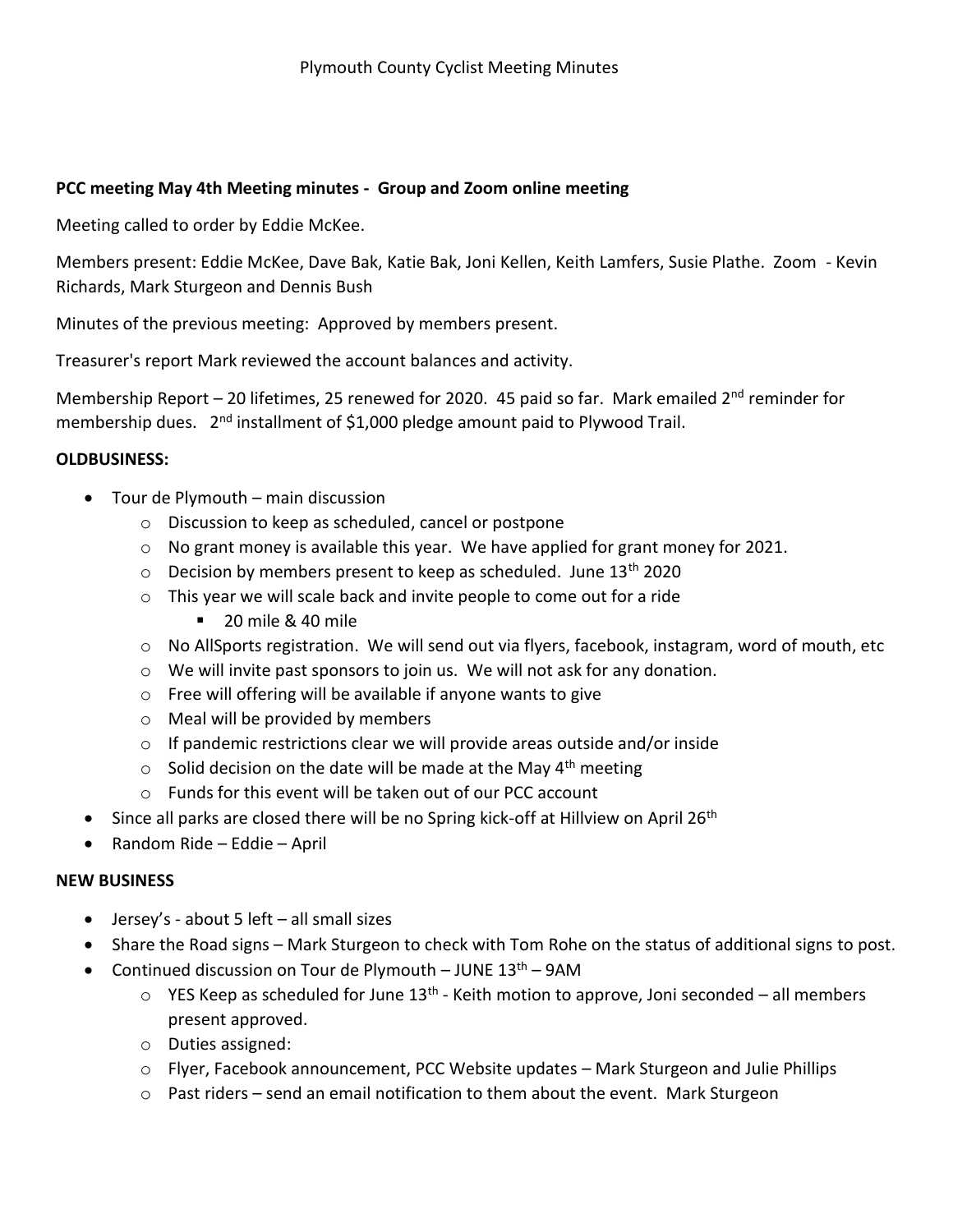# Plymouth County Cyclist Meeting Minutes

**PCC meeting May 4th Meeting minutes - Group and Zoom online meeting**

Meeting called to order by Eddie McKee.

Members present: Eddie McKee, Dave Bak, Katie Bak, Joni Kellen, Keith Lamfers, Susie Plathe. Zoom - Kevin Richards, Mark Sturgeon and Dennis Bush

Minutes of the previous meeting: Approved by members present.

Treasurer's report Mark reviewed the account balances and activity.

Membership Report – 20 lifetimes, 25 renewed for 2020. 45 paid so far. Mark emailed 2nd reminder for membership dues. 2nd installment of $1,000 pledge amount paid to Plywood Trail.

**OLDBUSINESS:**

- Tour de Plymouth – main discussion
  - Discussion to keep as scheduled, cancel or postpone
  - No grant money is available this year. We have applied for grant money for 2021.
  - Decision by members present to keep as scheduled. June 13th 2020
  - This year we will scale back and invite people to come out for a ride
    - 20 mile & 40 mile
  - No AllSports registration. We will send out via flyers, facebook, instagram, word of mouth, etc
  - We will invite past sponsors to join us. We will not ask for any donation.
  - Free will offering will be available if anyone wants to give
  - Meal will be provided by members
  - If pandemic restrictions clear we will provide areas outside and/or inside
  - Solid decision on the date will be made at the May 4th meeting
  - Funds for this event will be taken out of our PCC account
- Since all parks are closed there will be no Spring kick-off at Hillview on April 26th
- Random Ride – Eddie – April

**NEW BUSINESS**

- Jersey's - about 5 left – all small sizes
- Share the Road signs – Mark Sturgeon to check with Tom Rohe on the status of additional signs to post.
- Continued discussion on Tour de Plymouth – JUNE 13th – 9AM
  - YES Keep as scheduled for June 13th - Keith motion to approve, Joni seconded – all members present approved.
  - Duties assigned:
  - Flyer, Facebook announcement, PCC Website updates – Mark Sturgeon and Julie Phillips
  - Past riders – send an email notification to them about the event. Mark Sturgeon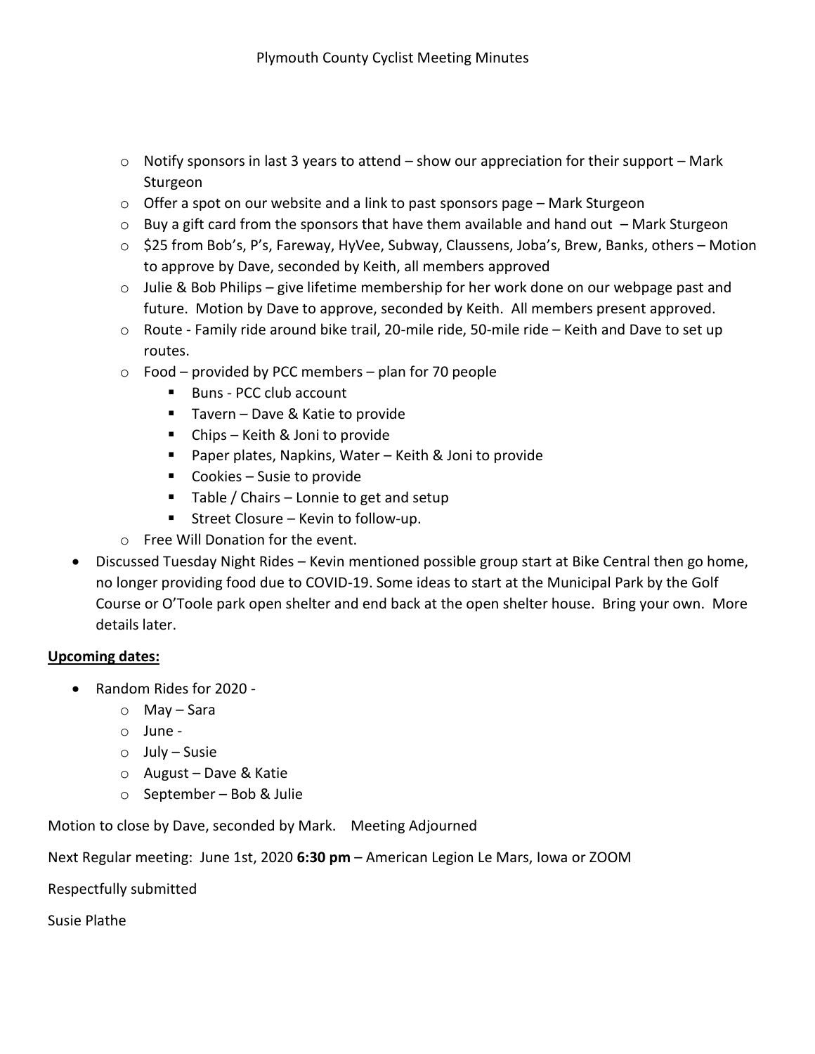- Notify sponsors in last 3 years to attend – show our appreciation for their support – Mark Sturgeon
  - Offer a spot on our website and a link to past sponsors page – Mark Sturgeon
  - Buy a gift card from the sponsors that have them available and hand out – Mark Sturgeon
  - $25 from Bob's, P's, Fareway, HyVee, Subway, Claussens, Joba's, Brew, Banks, others – Motion to approve by Dave, seconded by Keith, all members approved
  - Julie & Bob Philips – give lifetime membership for her work done on our webpage past and future. Motion by Dave to approve, seconded by Keith. All members present approved.
  - Route - Family ride around bike trail, 20-mile ride, 50-mile ride – Keith and Dave to set up routes.
  - Food – provided by PCC members – plan for 70 people
    - Buns - PCC club account
    - Tavern – Dave & Katie to provide
    - Chips – Keith & Joni to provide
    - Paper plates, Napkins, Water – Keith & Joni to provide
    - Cookies – Susie to provide
    - Table / Chairs – Lonnie to get and setup
    - Street Closure – Kevin to follow-up.
  - Free Will Donation for the event.
- Discussed Tuesday Night Rides – Kevin mentioned possible group start at Bike Central then go home, no longer providing food due to COVID-19. Some ideas to start at the Municipal Park by the Golf Course or O'Toole park open shelter and end back at the open shelter house. Bring your own. More details later.

**Upcoming dates:**

- Random Rides for 2020 -
  - May – Sara
  - June -
  - July – Susie
  - August – Dave & Katie
  - September – Bob & Julie

Motion to close by Dave, seconded by Mark. Meeting Adjourned

Next Regular meeting: June 1st, 2020 **6:30 pm** – American Legion Le Mars, Iowa or ZOOM

Respectfully submitted

Susie Plathe